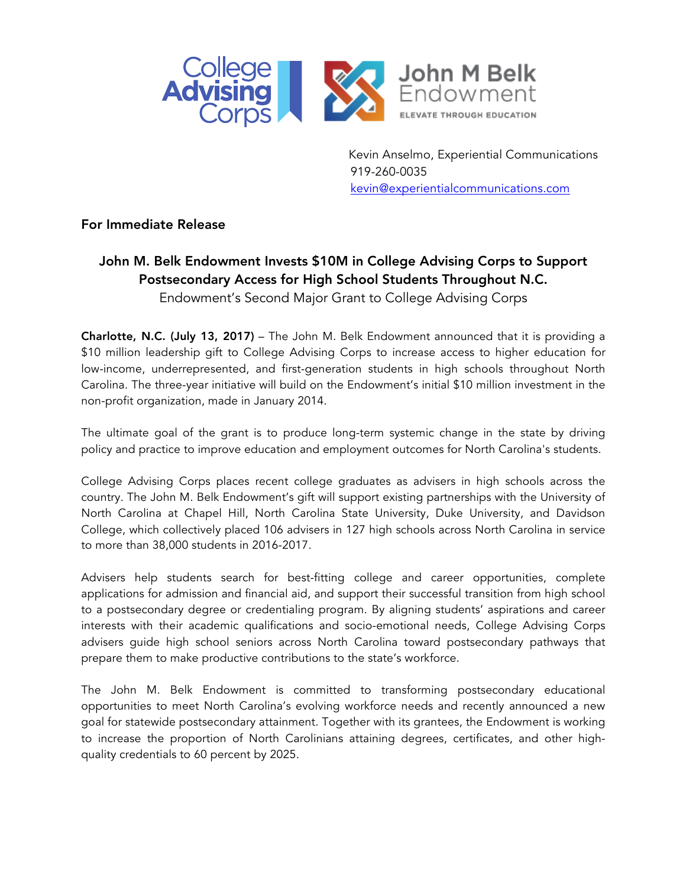Kevin Anselmo, Experiential Communications
919-260-0035
kevin@experientialcommunications.com

**For Immediate Release**

## John M. Belk Endowment Invests $10M in College Advising Corps to Support Postsecondary Access for High School Students Throughout N.C.

Endowment's Second Major Grant to College Advising Corps

**Charlotte, N.C. (July 13, 2017)** – The John M. Belk Endowment announced that it is providing a $10 million leadership gift to College Advising Corps to increase access to higher education for low-income, underrepresented, and first-generation students in high schools throughout North Carolina. The three-year initiative will build on the Endowment's initial $10 million investment in the non-profit organization, made in January 2014.

The ultimate goal of the grant is to produce long-term systemic change in the state by driving policy and practice to improve education and employment outcomes for North Carolina's students.

College Advising Corps places recent college graduates as advisers in high schools across the country. The John M. Belk Endowment's gift will support existing partnerships with the University of North Carolina at Chapel Hill, North Carolina State University, Duke University, and Davidson College, which collectively placed 106 advisers in 127 high schools across North Carolina in service to more than 38,000 students in 2016-2017.

Advisers help students search for best-fitting college and career opportunities, complete applications for admission and financial aid, and support their successful transition from high school to a postsecondary degree or credentialing program. By aligning students' aspirations and career interests with their academic qualifications and socio-emotional needs, College Advising Corps advisers guide high school seniors across North Carolina toward postsecondary pathways that prepare them to make productive contributions to the state's workforce.

The John M. Belk Endowment is committed to transforming postsecondary educational opportunities to meet North Carolina's evolving workforce needs and recently announced a new goal for statewide postsecondary attainment. Together with its grantees, the Endowment is working to increase the proportion of North Carolinians attaining degrees, certificates, and other high-quality credentials to 60 percent by 2025.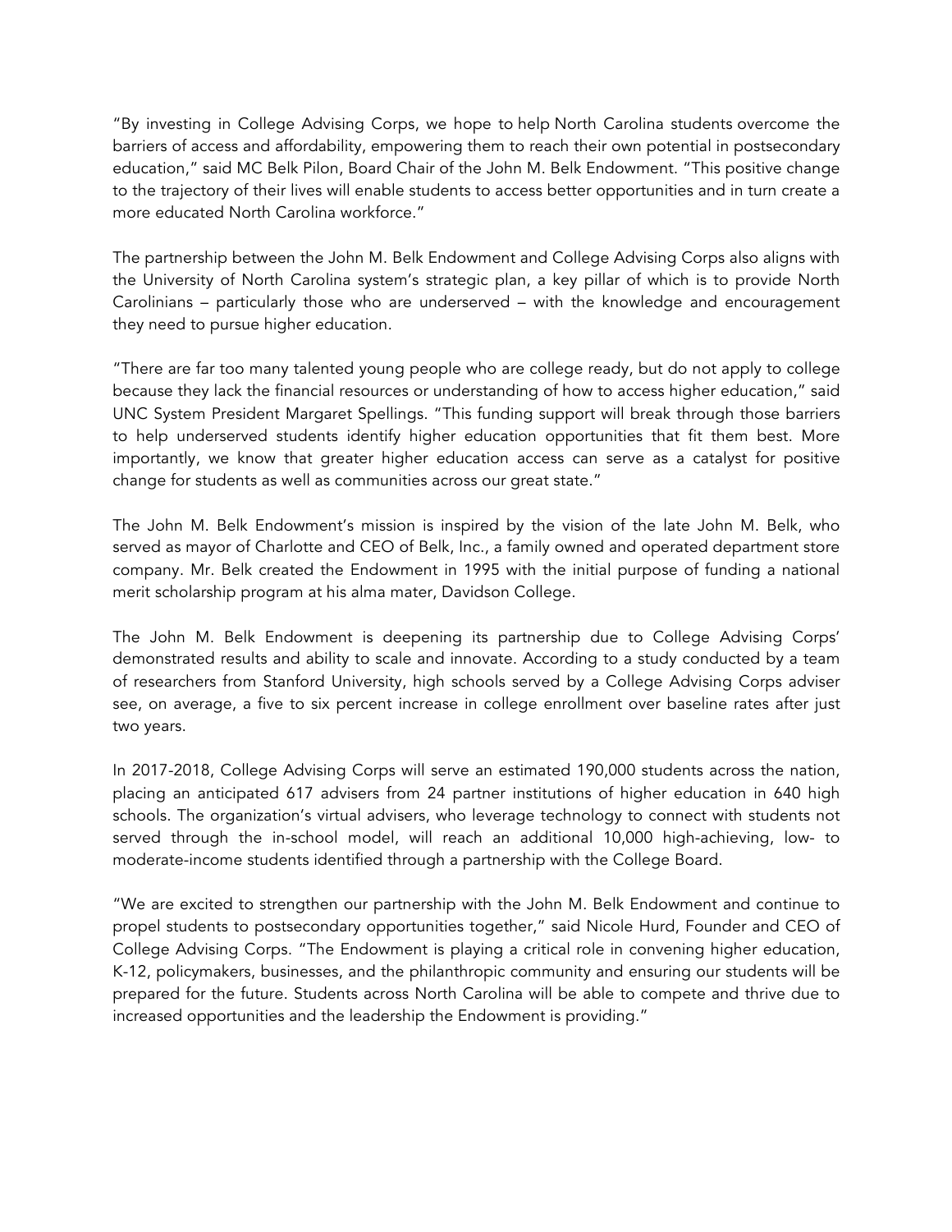"By investing in College Advising Corps, we hope to help North Carolina students overcome the barriers of access and affordability, empowering them to reach their own potential in postsecondary education," said MC Belk Pilon, Board Chair of the John M. Belk Endowment. "This positive change to the trajectory of their lives will enable students to access better opportunities and in turn create a more educated North Carolina workforce."

The partnership between the John M. Belk Endowment and College Advising Corps also aligns with the University of North Carolina system's strategic plan, a key pillar of which is to provide North Carolinians – particularly those who are underserved – with the knowledge and encouragement they need to pursue higher education.

"There are far too many talented young people who are college ready, but do not apply to college because they lack the financial resources or understanding of how to access higher education," said UNC System President Margaret Spellings. "This funding support will break through those barriers to help underserved students identify higher education opportunities that fit them best. More importantly, we know that greater higher education access can serve as a catalyst for positive change for students as well as communities across our great state."

The John M. Belk Endowment's mission is inspired by the vision of the late John M. Belk, who served as mayor of Charlotte and CEO of Belk, Inc., a family owned and operated department store company. Mr. Belk created the Endowment in 1995 with the initial purpose of funding a national merit scholarship program at his alma mater, Davidson College.

The John M. Belk Endowment is deepening its partnership due to College Advising Corps' demonstrated results and ability to scale and innovate. According to a study conducted by a team of researchers from Stanford University, high schools served by a College Advising Corps adviser see, on average, a five to six percent increase in college enrollment over baseline rates after just two years.

In 2017-2018, College Advising Corps will serve an estimated 190,000 students across the nation, placing an anticipated 617 advisers from 24 partner institutions of higher education in 640 high schools. The organization's virtual advisers, who leverage technology to connect with students not served through the in-school model, will reach an additional 10,000 high-achieving, low- to moderate-income students identified through a partnership with the College Board.

"We are excited to strengthen our partnership with the John M. Belk Endowment and continue to propel students to postsecondary opportunities together," said Nicole Hurd, Founder and CEO of College Advising Corps. "The Endowment is playing a critical role in convening higher education, K-12, policymakers, businesses, and the philanthropic community and ensuring our students will be prepared for the future. Students across North Carolina will be able to compete and thrive due to increased opportunities and the leadership the Endowment is providing."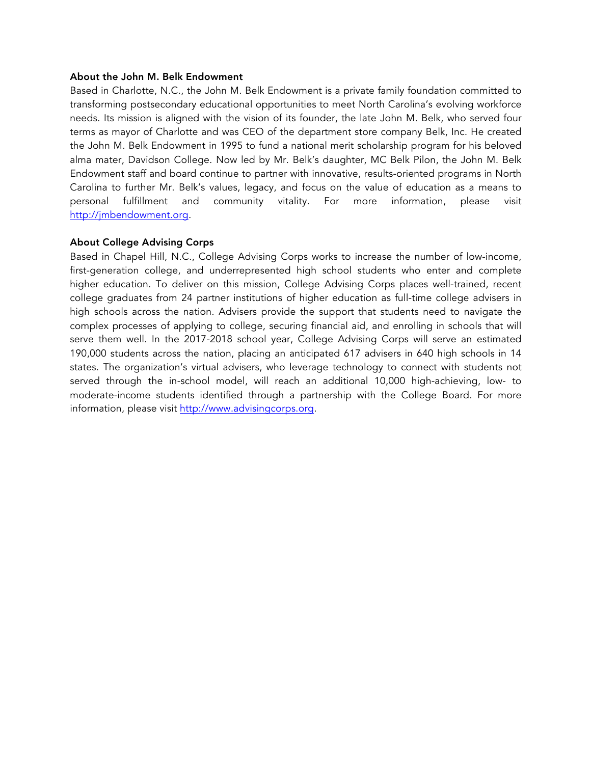**About the John M. Belk Endowment**

Based in Charlotte, N.C., the John M. Belk Endowment is a private family foundation committed to transforming postsecondary educational opportunities to meet North Carolina's evolving workforce needs. Its mission is aligned with the vision of its founder, the late John M. Belk, who served four terms as mayor of Charlotte and was CEO of the department store company Belk, Inc. He created the John M. Belk Endowment in 1995 to fund a national merit scholarship program for his beloved alma mater, Davidson College. Now led by Mr. Belk's daughter, MC Belk Pilon, the John M. Belk Endowment staff and board continue to partner with innovative, results-oriented programs in North Carolina to further Mr. Belk's values, legacy, and focus on the value of education as a means to personal fulfillment and community vitality. For more information, please visit [http://jmbendowment.org](http://jmbendowment.org).

**About College Advising Corps**

Based in Chapel Hill, N.C., College Advising Corps works to increase the number of low-income, first-generation college, and underrepresented high school students who enter and complete higher education. To deliver on this mission, College Advising Corps places well-trained, recent college graduates from 24 partner institutions of higher education as full-time college advisers in high schools across the nation. Advisers provide the support that students need to navigate the complex processes of applying to college, securing financial aid, and enrolling in schools that will serve them well. In the 2017-2018 school year, College Advising Corps will serve an estimated 190,000 students across the nation, placing an anticipated 617 advisers in 640 high schools in 14 states. The organization's virtual advisers, who leverage technology to connect with students not served through the in-school model, will reach an additional 10,000 high-achieving, low- to moderate-income students identified through a partnership with the College Board. For more information, please visit [http://www.advisingcorps.org](http://www.advisingcorps.org).